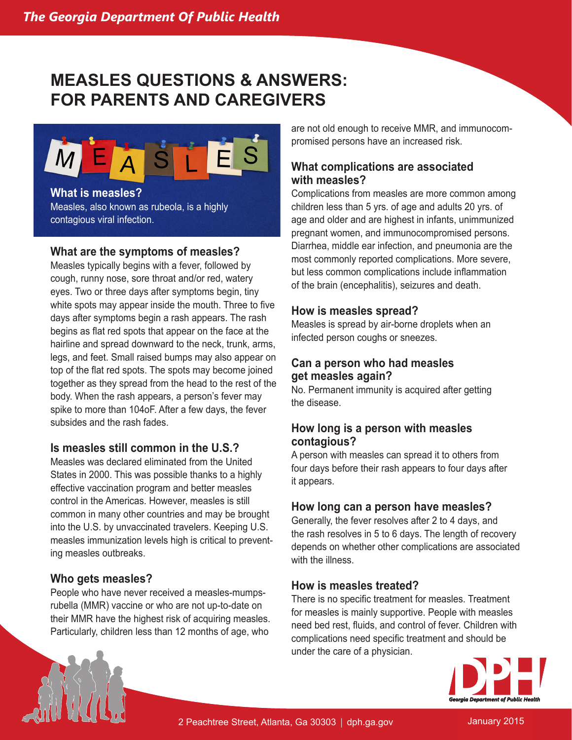# MEASLES QUESTIONS & ANSWERS: FOR PARENTS AND CAREGIVERS

## What is measles?

Measles, also known as rubeola, is a highly contagious viral infection.

## What are the symptoms of measles?

Measles typically begins with a fever, followed by cough, runny nose, sore throat and/or red, watery eyes. Two or three days after symptoms begin, tiny white spots may appear inside the mouth. Three to five days after symptoms begin a rash appears. The rash begins as flat red spots that appear on the face at the hairline and spread downward to the neck, trunk, arms, legs, and feet. Small raised bumps may also appear on top of the flat red spots. The spots may become joined together as they spread from the head to the rest of the body. When the rash appears, a person's fever may spike to more than 104oF. After a few days, the fever subsides and the rash fades.

## Is measles still common in the U.S.?

Measles was declared eliminated from the United States in 2000. This was possible thanks to a highly effective vaccination program and better measles control in the Americas. However, measles is still common in many other countries and may be brought into the U.S. by unvaccinated travelers. Keeping U.S. measles immunization levels high is critical to preventing measles outbreaks.

## Who gets measles?

People who have never received a measles-mumps-rubella (MMR) vaccine or who are not up-to-date on their MMR have the highest risk of acquiring measles. Particularly, children less than 12 months of age, who are not old enough to receive MMR, and immunocompromised persons have an increased risk.

## What complications are associated with measles?

Complications from measles are more common among children less than 5 yrs. of age and adults 20 yrs. of age and older and are highest in infants, unimmunized pregnant women, and immunocompromised persons. Diarrhea, middle ear infection, and pneumonia are the most commonly reported complications. More severe, but less common complications include inflammation of the brain (encephalitis), seizures and death.

## How is measles spread?

Measles is spread by air-borne droplets when an infected person coughs or sneezes.

## Can a person who had measles get measles again?

No. Permanent immunity is acquired after getting the disease.

## How long is a person with measles contagious?

A person with measles can spread it to others from four days before their rash appears to four days after it appears.

## How long can a person have measles?

Generally, the fever resolves after 2 to 4 days, and the rash resolves in 5 to 6 days. The length of recovery depends on whether other complications are associated with the illness.

## How is measles treated?

There is no specific treatment for measles. Treatment for measles is mainly supportive. People with measles need bed rest, fluids, and control of fever. Children with complications need specific treatment and should be under the care of a physician.

2 Peachtree Street, Atlanta, Ga 30303 | dph.ga.gov

January 2015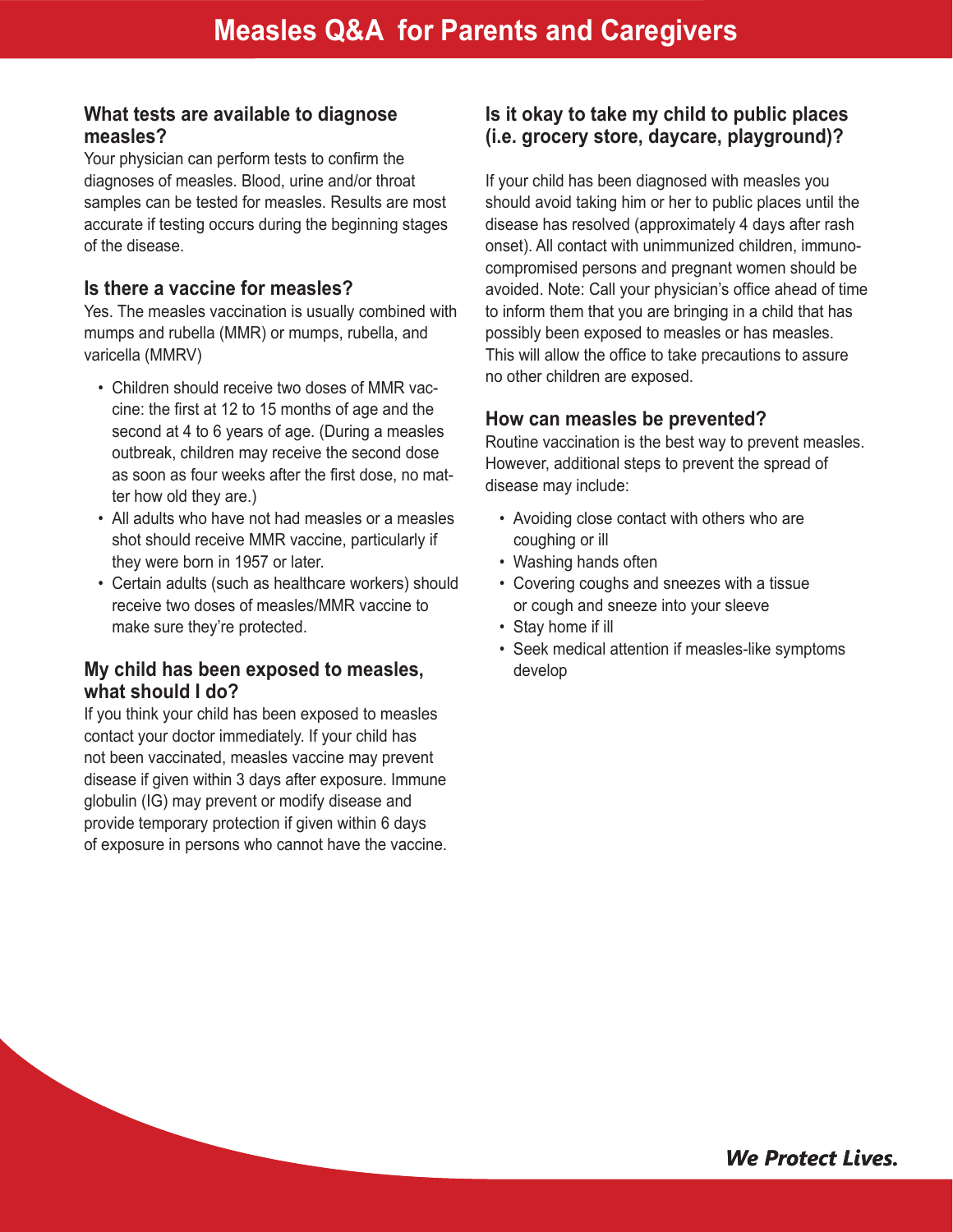# Measles Q&A for Parents and Caregivers

### What tests are available to diagnose measles?

Your physician can perform tests to confirm the diagnoses of measles. Blood, urine and/or throat samples can be tested for measles. Results are most accurate if testing occurs during the beginning stages of the disease.

### Is there a vaccine for measles?

Yes. The measles vaccination is usually combined with mumps and rubella (MMR) or mumps, rubella, and varicella (MMRV)

- Children should receive two doses of MMR vaccine: the first at 12 to 15 months of age and the second at 4 to 6 years of age. (During a measles outbreak, children may receive the second dose as soon as four weeks after the first dose, no matter how old they are.)
- All adults who have not had measles or a measles shot should receive MMR vaccine, particularly if they were born in 1957 or later.
- Certain adults (such as healthcare workers) should receive two doses of measles/MMR vaccine to make sure they're protected.

### My child has been exposed to measles, what should I do?

If you think your child has been exposed to measles contact your doctor immediately. If your child has not been vaccinated, measles vaccine may prevent disease if given within 3 days after exposure. Immune globulin (IG) may prevent or modify disease and provide temporary protection if given within 6 days of exposure in persons who cannot have the vaccine.

### Is it okay to take my child to public places (i.e. grocery store, daycare, playground)?

If your child has been diagnosed with measles you should avoid taking him or her to public places until the disease has resolved (approximately 4 days after rash onset). All contact with unimmunized children, immunocompromised persons and pregnant women should be avoided. Note: Call your physician's office ahead of time to inform them that you are bringing in a child that has possibly been exposed to measles or has measles. This will allow the office to take precautions to assure no other children are exposed.

### How can measles be prevented?

Routine vaccination is the best way to prevent measles. However, additional steps to prevent the spread of disease may include:

- Avoiding close contact with others who are coughing or ill
- Washing hands often
- Covering coughs and sneezes with a tissue or cough and sneeze into your sleeve
- Stay home if ill
- Seek medical attention if measles-like symptoms develop

*We Protect Lives.*